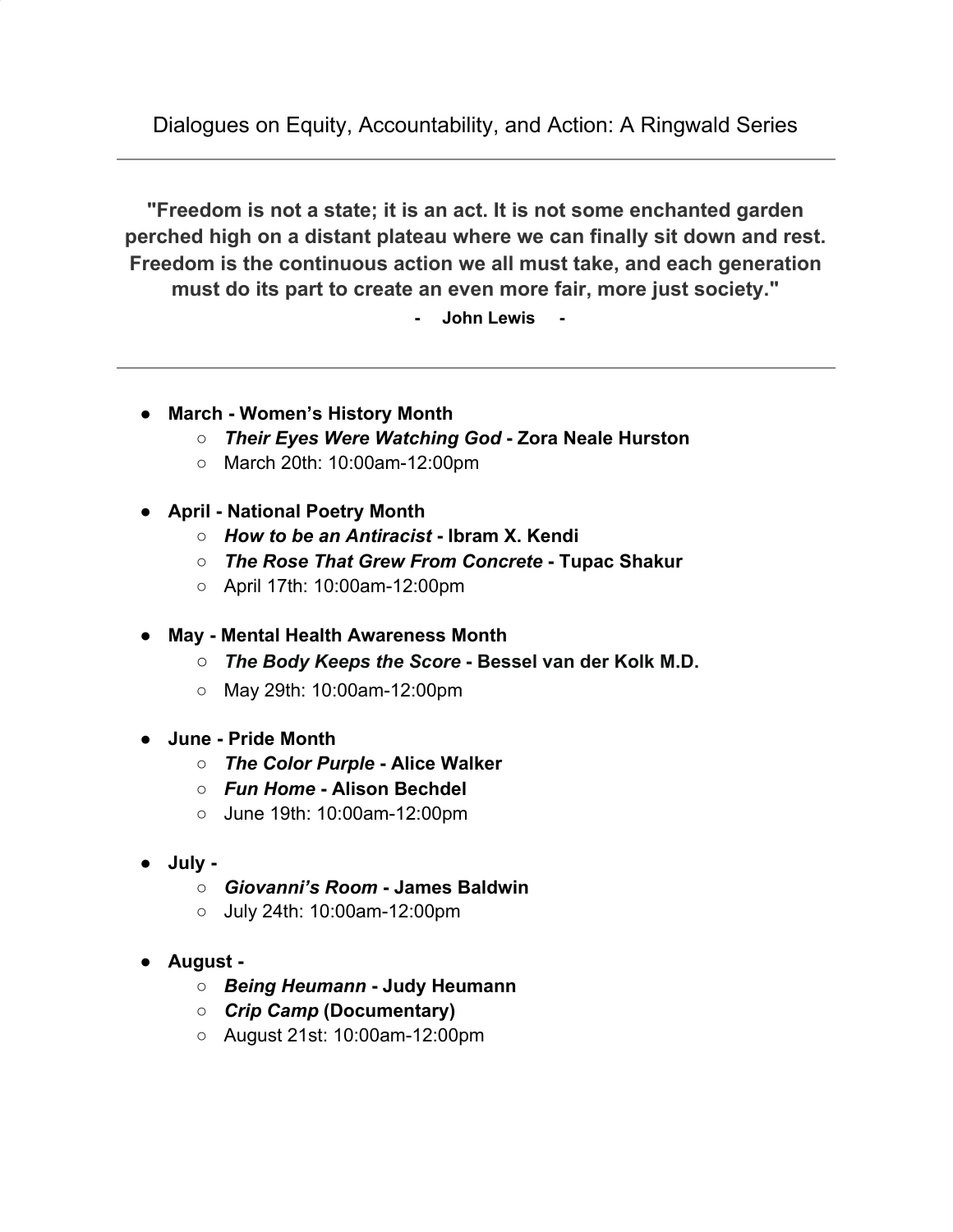# Dialogues on Equity, Accountability, and Action: A Ringwald Series

---

**"Freedom is not a state; it is an act. It is not some enchanted garden perched high on a distant plateau where we can finally sit down and rest. Freedom is the continuous action we all must take, and each generation must do its part to create an even more fair, more just society."**

**- John Lewis -**

---

- **March - Women's History Month**
  - ***Their Eyes Were Watching God* - Zora Neale Hurston**
  - March 20th: 10:00am-12:00pm

- **April - National Poetry Month**
  - ***How to be an Antiracist* - Ibram X. Kendi**
  - ***The Rose That Grew From Concrete* - Tupac Shakur**
  - April 17th: 10:00am-12:00pm

- **May - Mental Health Awareness Month**
  - ***The Body Keeps the Score* - Bessel van der Kolk M.D.**
  - May 29th: 10:00am-12:00pm

- **June - Pride Month**
  - ***The Color Purple* - Alice Walker**
  - ***Fun Home* - Alison Bechdel**
  - June 19th: 10:00am-12:00pm

- **July -**
  - ***Giovanni's Room* - James Baldwin**
  - July 24th: 10:00am-12:00pm

- **August -**
  - ***Being Heumann* - Judy Heumann**
  - ***Crip Camp* (Documentary)**
  - August 21st: 10:00am-12:00pm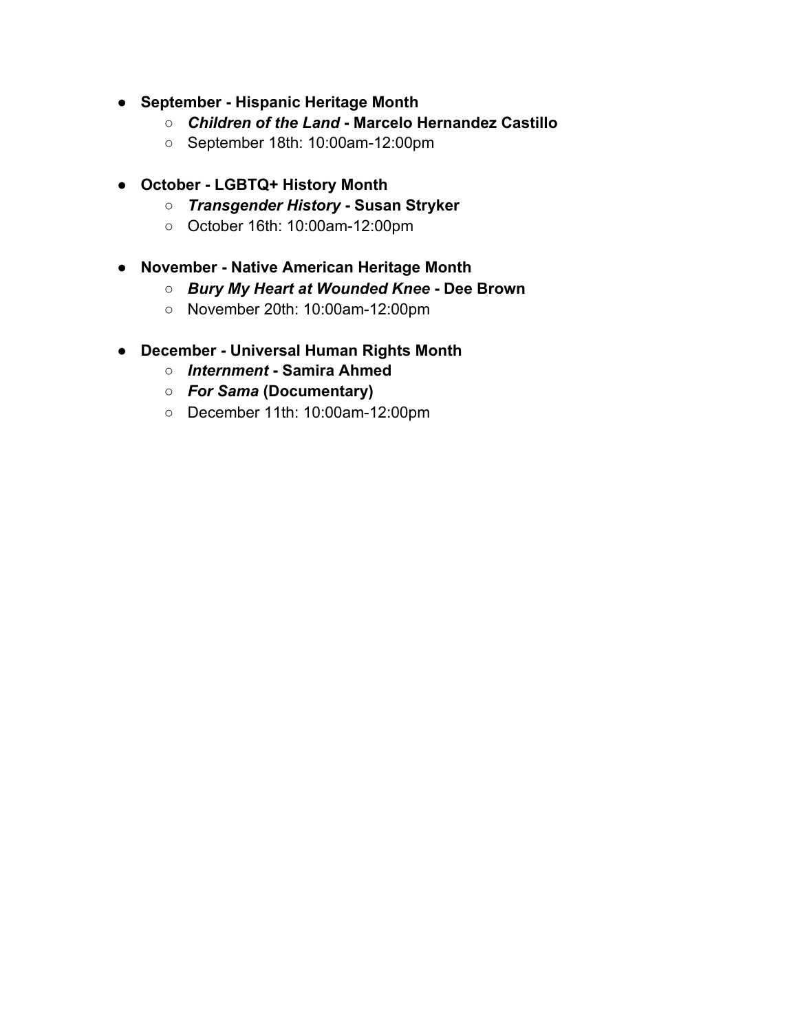- **September - Hispanic Heritage Month**
    - ***Children of the Land* - Marcelo Hernandez Castillo**
    - September 18th: 10:00am-12:00pm

- **October - LGBTQ+ History Month**
    - ***Transgender History* - Susan Stryker**
    - October 16th: 10:00am-12:00pm

- **November - Native American Heritage Month**
    - ***Bury My Heart at Wounded Knee* - Dee Brown**
    - November 20th: 10:00am-12:00pm

- **December - Universal Human Rights Month**
    - ***Internment* - Samira Ahmed**
    - ***For Sama* (Documentary)**
    - December 11th: 10:00am-12:00pm